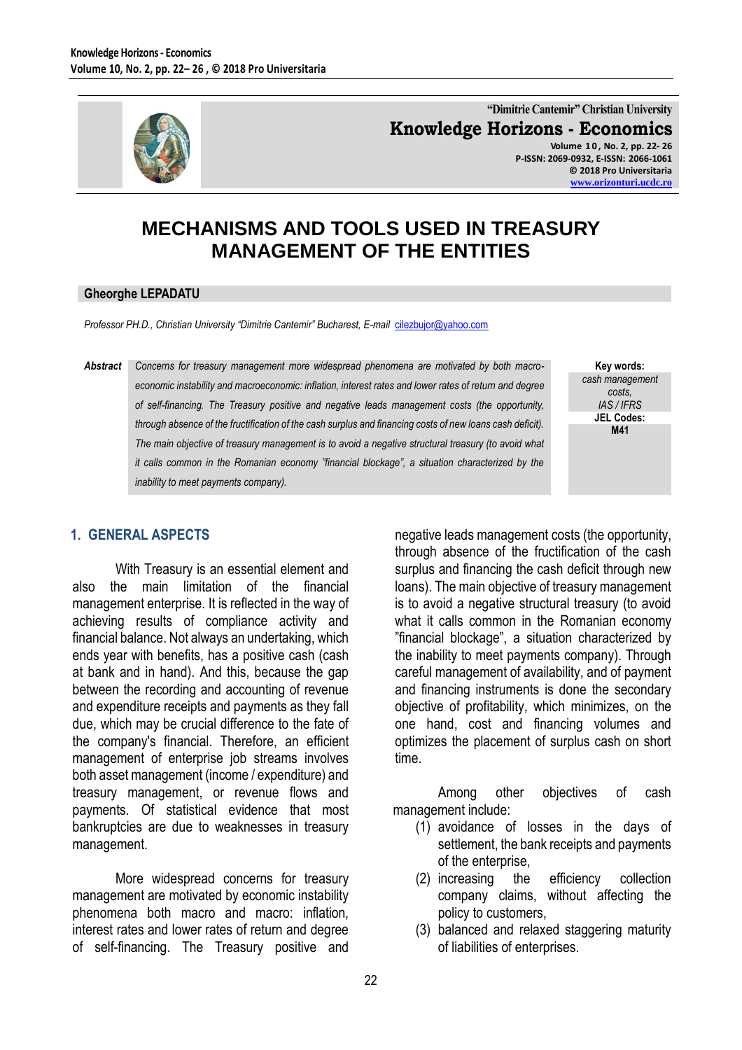# MECHANISMS AND TOOLS USED IN TREASURY MANAGEMENT OF THE ENTITIES

**Gheorghe LEPADATU**

*Professor PH.D., Christian University "Dimitrie Cantemir" Bucharest, E-mail* cilezbujor@yahoo.com

***Abstract*** *Concerns for treasury management more widespread phenomena are motivated by both macro-economic instability and macroeconomic: inflation, interest rates and lower rates of return and degree of self-financing. The Treasury positive and negative leads management costs (the opportunity, through absence of the fructification of the cash surplus and financing costs of new loans cash deficit). The main objective of treasury management is to avoid a negative structural treasury (to avoid what it calls common in the Romanian economy "financial blockage", a situation characterized by the inability to meet payments company).*

**Key words:** *cash management costs, IAS / IFRS*

**JEL Codes:** **M41**

## 1. GENERAL ASPECTS

With Treasury is an essential element and also the main limitation of the financial management enterprise. It is reflected in the way of achieving results of compliance activity and financial balance. Not always an undertaking, which ends year with benefits, has a positive cash (cash at bank and in hand). And this, because the gap between the recording and accounting of revenue and expenditure receipts and payments as they fall due, which may be crucial difference to the fate of the company's financial. Therefore, an efficient management of enterprise job streams involves both asset management (income / expenditure) and treasury management, or revenue flows and payments. Of statistical evidence that most bankruptcies are due to weaknesses in treasury management.

More widespread concerns for treasury management are motivated by economic instability phenomena both macro and macro: inflation, interest rates and lower rates of return and degree of self-financing. The Treasury positive and negative leads management costs (the opportunity, through absence of the fructification of the cash surplus and financing the cash deficit through new loans). The main objective of treasury management is to avoid a negative structural treasury (to avoid what it calls common in the Romanian economy "financial blockage", a situation characterized by the inability to meet payments company). Through careful management of availability, and of payment and financing instruments is done the secondary objective of profitability, which minimizes, on the one hand, cost and financing volumes and optimizes the placement of surplus cash on short time.

Among other objectives of cash management include:

(1) avoidance of losses in the days of settlement, the bank receipts and payments of the enterprise,
(2) increasing the efficiency collection company claims, without affecting the policy to customers,
(3) balanced and relaxed staggering maturity of liabilities of enterprises.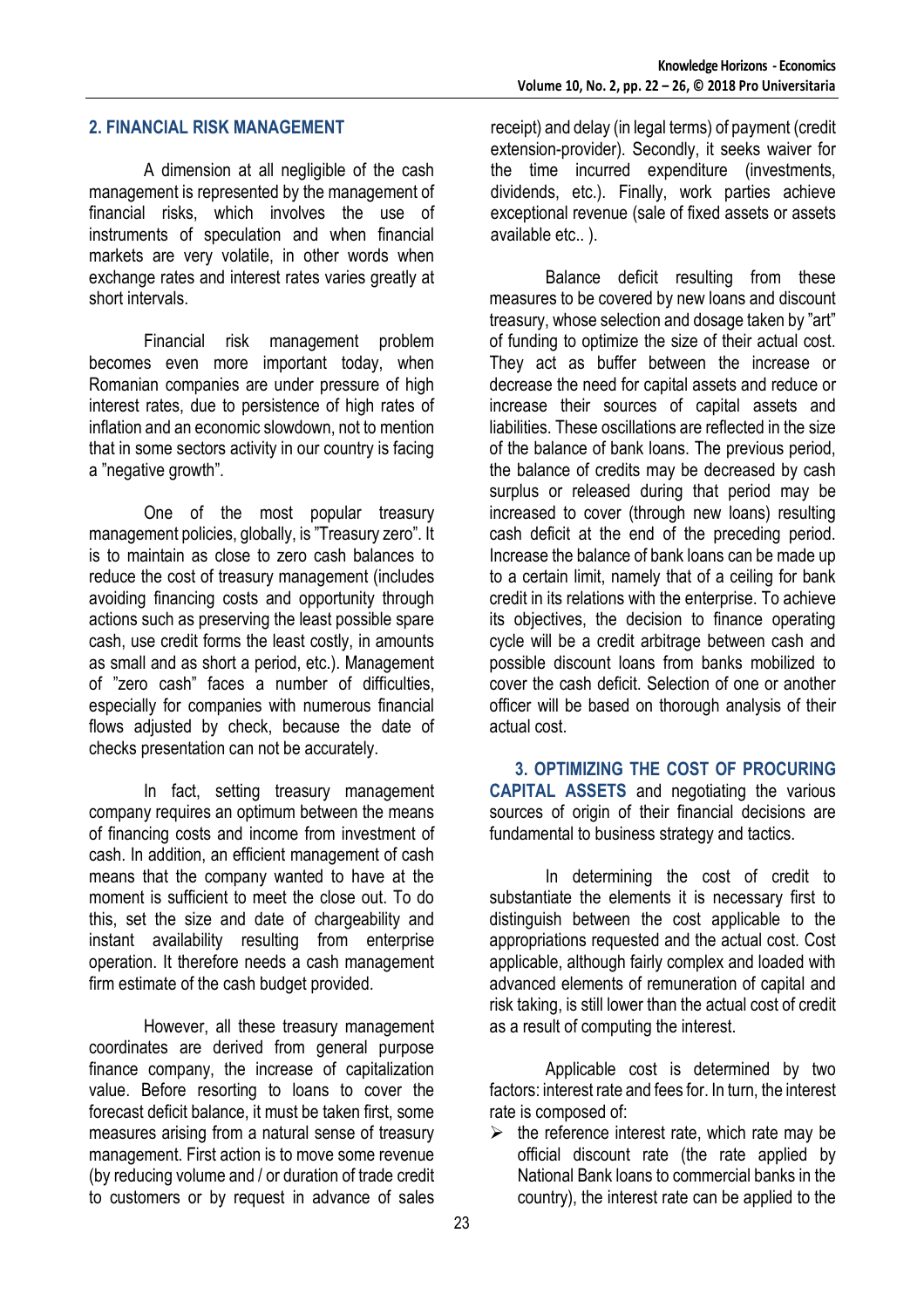## 2. FINANCIAL RISK MANAGEMENT

A dimension at all negligible of the cash management is represented by the management of financial risks, which involves the use of instruments of speculation and when financial markets are very volatile, in other words when exchange rates and interest rates varies greatly at short intervals.

Financial risk management problem becomes even more important today, when Romanian companies are under pressure of high interest rates, due to persistence of high rates of inflation and an economic slowdown, not to mention that in some sectors activity in our country is facing a "negative growth".

One of the most popular treasury management policies, globally, is "Treasury zero". It is to maintain as close to zero cash balances to reduce the cost of treasury management (includes avoiding financing costs and opportunity through actions such as preserving the least possible spare cash, use credit forms the least costly, in amounts as small and as short a period, etc.). Management of "zero cash" faces a number of difficulties, especially for companies with numerous financial flows adjusted by check, because the date of checks presentation can not be accurately.

In fact, setting treasury management company requires an optimum between the means of financing costs and income from investment of cash. In addition, an efficient management of cash means that the company wanted to have at the moment is sufficient to meet the close out. To do this, set the size and date of chargeability and instant availability resulting from enterprise operation. It therefore needs a cash management firm estimate of the cash budget provided.

However, all these treasury management coordinates are derived from general purpose finance company, the increase of capitalization value. Before resorting to loans to cover the forecast deficit balance, it must be taken first, some measures arising from a natural sense of treasury management. First action is to move some revenue (by reducing volume and / or duration of trade credit to customers or by request in advance of sales receipt) and delay (in legal terms) of payment (credit extension-provider). Secondly, it seeks waiver for the time incurred expenditure (investments, dividends, etc.). Finally, work parties achieve exceptional revenue (sale of fixed assets or assets available etc.. ).

Balance deficit resulting from these measures to be covered by new loans and discount treasury, whose selection and dosage taken by "art" of funding to optimize the size of their actual cost. They act as buffer between the increase or decrease the need for capital assets and reduce or increase their sources of capital assets and liabilities. These oscillations are reflected in the size of the balance of bank loans. The previous period, the balance of credits may be decreased by cash surplus or released during that period may be increased to cover (through new loans) resulting cash deficit at the end of the preceding period. Increase the balance of bank loans can be made up to a certain limit, namely that of a ceiling for bank credit in its relations with the enterprise. To achieve its objectives, the decision to finance operating cycle will be a credit arbitrage between cash and possible discount loans from banks mobilized to cover the cash deficit. Selection of one or another officer will be based on thorough analysis of their actual cost.

**3. OPTIMIZING THE COST OF PROCURING CAPITAL ASSETS** and negotiating the various sources of origin of their financial decisions are fundamental to business strategy and tactics.

In determining the cost of credit to substantiate the elements it is necessary first to distinguish between the cost applicable to the appropriations requested and the actual cost. Cost applicable, although fairly complex and loaded with advanced elements of remuneration of capital and risk taking, is still lower than the actual cost of credit as a result of computing the interest.

Applicable cost is determined by two factors: interest rate and fees for. In turn, the interest rate is composed of:

- the reference interest rate, which rate may be official discount rate (the rate applied by National Bank loans to commercial banks in the country), the interest rate can be applied to the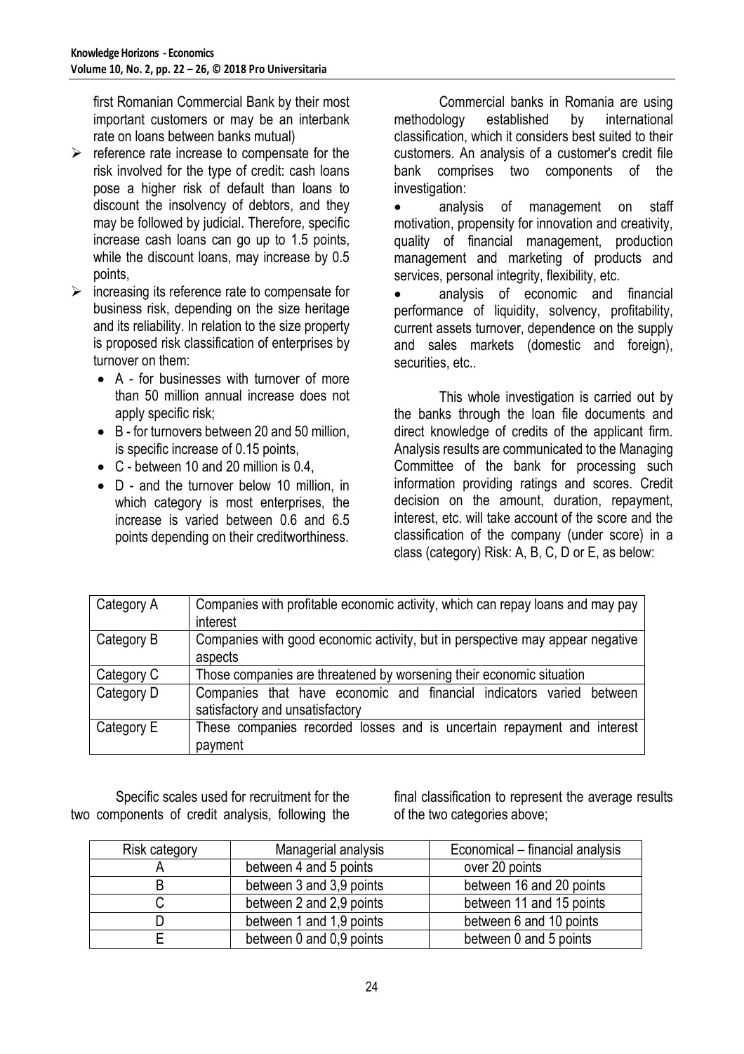first Romanian Commercial Bank by their most important customers or may be an interbank rate on loans between banks mutual)

- reference rate increase to compensate for the risk involved for the type of credit: cash loans pose a higher risk of default than loans to discount the insolvency of debtors, and they may be followed by judicial. Therefore, specific increase cash loans can go up to 1.5 points, while the discount loans, may increase by 0.5 points,
- increasing its reference rate to compensate for business risk, depending on the size heritage and its reliability. In relation to the size property is proposed risk classification of enterprises by turnover on them:
  - A - for businesses with turnover of more than 50 million annual increase does not apply specific risk;
  - B - for turnovers between 20 and 50 million, is specific increase of 0.15 points,
  - C - between 10 and 20 million is 0.4,
  - D - and the turnover below 10 million, in which category is most enterprises, the increase is varied between 0.6 and 6.5 points depending on their creditworthiness.

Commercial banks in Romania are using methodology established by international classification, which it considers best suited to their customers. An analysis of a customer's credit file bank comprises two components of the investigation:

- analysis of management on staff motivation, propensity for innovation and creativity, quality of financial management, production management and marketing of products and services, personal integrity, flexibility, etc.
- analysis of economic and financial performance of liquidity, solvency, profitability, current assets turnover, dependence on the supply and sales markets (domestic and foreign), securities, etc..

This whole investigation is carried out by the banks through the loan file documents and direct knowledge of credits of the applicant firm. Analysis results are communicated to the Managing Committee of the bank for processing such information providing ratings and scores. Credit decision on the amount, duration, repayment, interest, etc. will take account of the score and the classification of the company (under score) in a class (category) Risk: A, B, C, D or E, as below:

| Category A | Companies with profitable economic activity, which can repay loans and may pay interest |
|---|---|
| Category B | Companies with good economic activity, but in perspective may appear negative aspects |
| Category C | Those companies are threatened by worsening their economic situation |
| Category D | Companies that have economic and financial indicators varied between satisfactory and unsatisfactory |
| Category E | These companies recorded losses and is uncertain repayment and interest payment |

Specific scales used for recruitment for the two components of credit analysis, following the final classification to represent the average results of the two categories above;

| Risk category | Managerial analysis | Economical – financial analysis |
|---|---|---|
| A | between 4 and 5 points | over 20 points |
| B | between 3 and 3,9 points | between 16 and 20 points |
| C | between 2 and 2,9 points | between 11 and 15 points |
| D | between 1 and 1,9 points | between 6 and 10 points |
| E | between 0 and 0,9 points | between 0 and 5 points |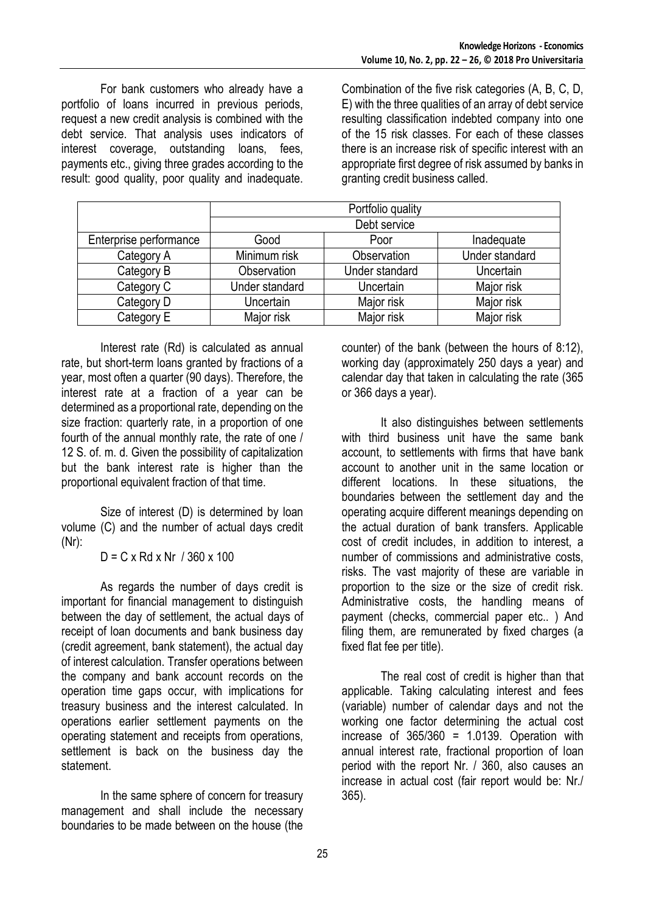For bank customers who already have a portfolio of loans incurred in previous periods, request a new credit analysis is combined with the debt service. That analysis uses indicators of interest coverage, outstanding loans, fees, payments etc., giving three grades according to the result: good quality, poor quality and inadequate.

Combination of the five risk categories (A, B, C, D, E) with the three qualities of an array of debt service resulting classification indebted company into one of the 15 risk classes. For each of these classes there is an increase risk of specific interest with an appropriate first degree of risk assumed by banks in granting credit business called.

| | Portfolio quality | | |
|---|---|---|---|
| | Debt service | | |
| Enterprise performance | Good | Poor | Inadequate |
| Category A | Minimum risk | Observation | Under standard |
| Category B | Observation | Under standard | Uncertain |
| Category C | Under standard | Uncertain | Major risk |
| Category D | Uncertain | Major risk | Major risk |
| Category E | Major risk | Major risk | Major risk |

Interest rate (Rd) is calculated as annual rate, but short-term loans granted by fractions of a year, most often a quarter (90 days). Therefore, the interest rate at a fraction of a year can be determined as a proportional rate, depending on the size fraction: quarterly rate, in a proportion of one fourth of the annual monthly rate, the rate of one / 12 S. of. m. d. Given the possibility of capitalization but the bank interest rate is higher than the proportional equivalent fraction of that time.

Size of interest (D) is determined by loan volume (C) and the number of actual days credit (Nr):

$$D = C \times Rd \times Nr \ / \ 360 \times 100$$

As regards the number of days credit is important for financial management to distinguish between the day of settlement, the actual days of receipt of loan documents and bank business day (credit agreement, bank statement), the actual day of interest calculation. Transfer operations between the company and bank account records on the operation time gaps occur, with implications for treasury business and the interest calculated. In operations earlier settlement payments on the operating statement and receipts from operations, settlement is back on the business day the statement.

In the same sphere of concern for treasury management and shall include the necessary boundaries to be made between on the house (the counter) of the bank (between the hours of 8:12), working day (approximately 250 days a year) and calendar day that taken in calculating the rate (365 or 366 days a year).

It also distinguishes between settlements with third business unit have the same bank account, to settlements with firms that have bank account to another unit in the same location or different locations. In these situations, the boundaries between the settlement day and the operating acquire different meanings depending on the actual duration of bank transfers. Applicable cost of credit includes, in addition to interest, a number of commissions and administrative costs, risks. The vast majority of these are variable in proportion to the size or the size of credit risk. Administrative costs, the handling means of payment (checks, commercial paper etc.. ) And filing them, are remunerated by fixed charges (a fixed flat fee per title).

The real cost of credit is higher than that applicable. Taking calculating interest and fees (variable) number of calendar days and not the working one factor determining the actual cost increase of $365/360 = 1.0139$. Operation with annual interest rate, fractional proportion of loan period with the report Nr. / 360, also causes an increase in actual cost (fair report would be: Nr./ 365).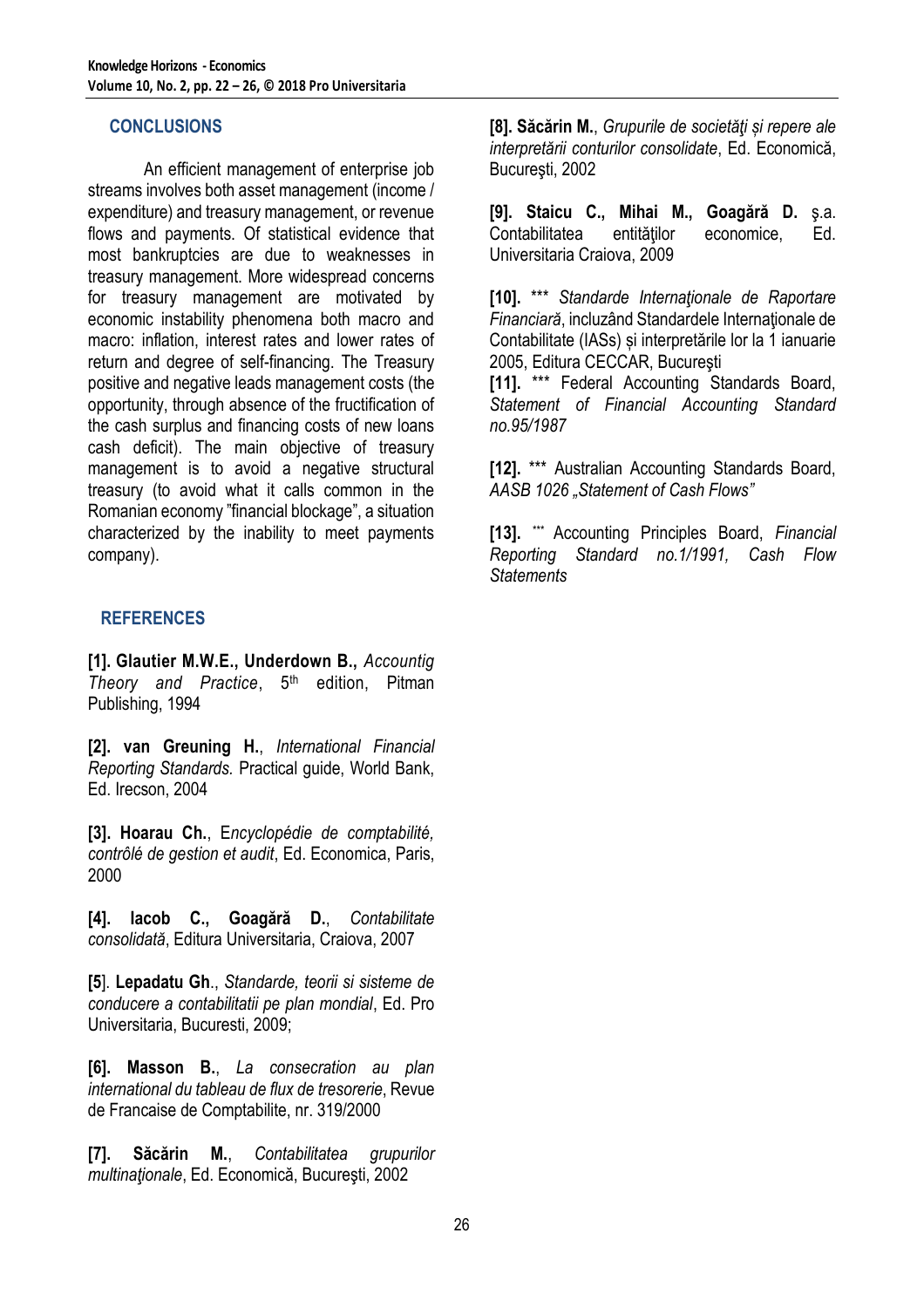## CONCLUSIONS

An efficient management of enterprise job streams involves both asset management (income / expenditure) and treasury management, or revenue flows and payments. Of statistical evidence that most bankruptcies are due to weaknesses in treasury management. More widespread concerns for treasury management are motivated by economic instability phenomena both macro and macro: inflation, interest rates and lower rates of return and degree of self-financing. The Treasury positive and negative leads management costs (the opportunity, through absence of the fructification of the cash surplus and financing costs of new loans cash deficit). The main objective of treasury management is to avoid a negative structural treasury (to avoid what it calls common in the Romanian economy "financial blockage", a situation characterized by the inability to meet payments company).

## REFERENCES

**[1]. Glautier M.W.E., Underdown B.,** *Accountig Theory and Practice*, 5th edition, Pitman Publishing, 1994

**[2]. van Greuning H.**, *International Financial Reporting Standards.* Practical guide, World Bank, Ed. Irecson, 2004

**[3]. Hoarau Ch.**, E*ncyclopédie de comptabilité, contrôlé de gestion et audit*, Ed. Economica, Paris, 2000

**[4]. Iacob C., Goagără D.**, *Contabilitate consolidată*, Editura Universitaria, Craiova, 2007

**[5**]. **Lepadatu Gh**., *Standarde, teorii si sisteme de conducere a contabilitatii pe plan mondial*, Ed. Pro Universitaria, Bucuresti, 2009;

**[6]. Masson B.**, *La consecration au plan international du tableau de flux de tresorerie*, Revue de Francaise de Comptabilite, nr. 319/2000

**[7]. Săcărin M.**, *Contabilitatea grupurilor multinaţionale*, Ed. Economică, Bucureşti, 2002

**[8]. Săcărin M.**, *Grupurile de societăţi și repere ale interpretării conturilor consolidate*, Ed. Economică, Bucureşti, 2002

**[9]. Staicu C., Mihai M., Goagără D.** ş.a. Contabilitatea entităţilor economice, Ed. Universitaria Craiova, 2009

**[10].** \*\*\* *Standarde Internaţionale de Raportare Financiară*, incluzând Standardele Internaţionale de Contabilitate (IASs) și interpretările lor la 1 ianuarie 2005, Editura CECCAR, Bucureşti

**[11].** \*\*\* Federal Accounting Standards Board, *Statement of Financial Accounting Standard no.95/1987*

**[12].** \*\*\* Australian Accounting Standards Board, *AASB 1026 „Statement of Cash Flows"*

**[13].** \*\*\* Accounting Principles Board, *Financial Reporting Standard no.1/1991, Cash Flow Statements*